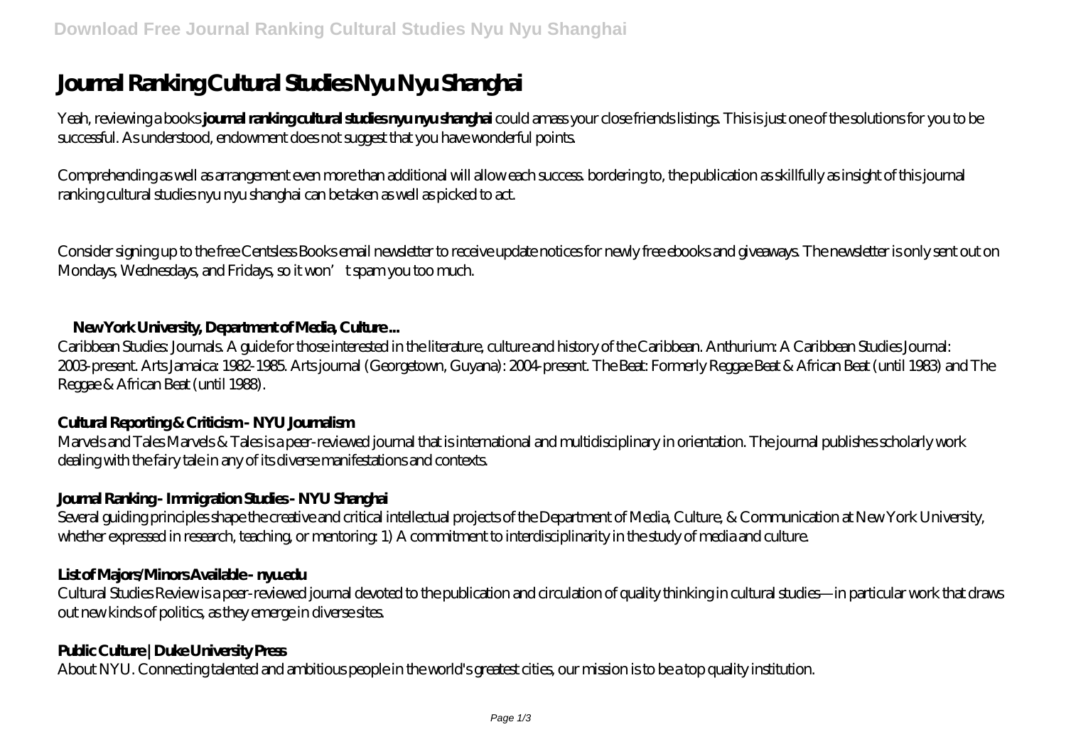# Journal Ranking Cultural Studies Nyu Nyu Shanghai

Yeah, reviewing a books **journal ranking cultural studies nyu nyu shanghai** could amass your close friends listings. This is just one of the solutions for you to be successful. As understood, endowment does not suggest that you have wonderful points.

Comprehending as well as arrangement even more than additional will allow each success. bordering to, the publication as skillfully as insight of this journal ranking cultural studies nyu nyu shanghai can be taken as well as picked to act.

Consider signing up to the free Centsless Books email newsletter to receive update notices for newly free ebooks and giveaways. The newsletter is only sent out on Mondays, Wednesdays, and Fridays, so it won't spam you too much.

## New York University, Department of Media, Culture ...

Caribbean Studies: Journals. A guide for those interested in the literature, culture and history of the Caribbean. Anthurium: A Caribbean Studies Journal: 2003-present. Arts Jamaica: 1982-1985. Arts journal (Georgetown, Guyana): 2004-present. The Beat: Formerly Reggae Beat & African Beat (until 1983) and The Reggae & African Beat (until 1988).

## Cultural Reporting & Criticism - NYU Journalism

Marvels and Tales Marvels & Tales is a peer-reviewed journal that is international and multidisciplinary in orientation. The journal publishes scholarly work dealing with the fairy tale in any of its diverse manifestations and contexts.

## Journal Ranking - Immigration Studies - NYU Shanghai

Several guiding principles shape the creative and critical intellectual projects of the Department of Media, Culture, & Communication at New York University, whether expressed in research, teaching, or mentoring: 1) A commitment to interdisciplinarity in the study of media and culture.

## List of Majors/Minors Available - nyu.edu

Cultural Studies Review is a peer-reviewed journal devoted to the publication and circulation of quality thinking in cultural studies—in particular work that draws out new kinds of politics, as they emerge in diverse sites.

## Public Culture | Duke University Press

About NYU. Connecting talented and ambitious people in the world's greatest cities, our mission is to be a top quality institution.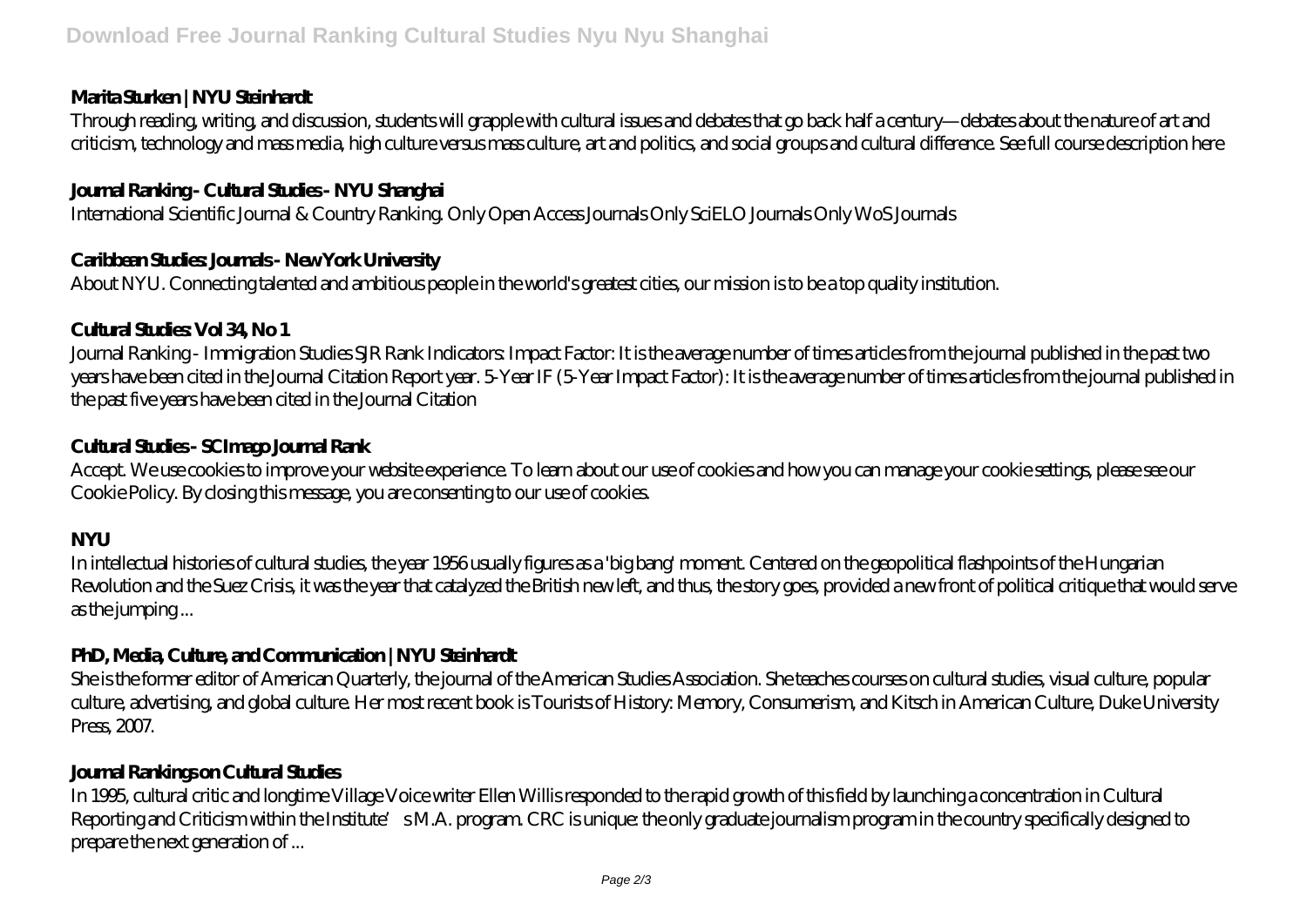### Marita Sturken | NYU Steinhardt

Through reading, writing, and discussion, students will grapple with cultural issues and debates that go back half a century—debates about the nature of art and criticism, technology and mass media, high culture versus mass culture, art and politics, and social groups and cultural difference. See full course description here

### Journal Ranking - Cultural Studies - NYU Shanghai

International Scientific Journal & Country Ranking. Only Open Access Journals Only SciELO Journals Only WoS Journals

### Caribbean Studies: Journals - New York University

About NYU. Connecting talented and ambitious people in the world's greatest cities, our mission is to be a top quality institution.

### Cultural Studies: Vol 34, No 1

Journal Ranking - Immigration Studies SJR Rank Indicators: Impact Factor: It is the average number of times articles from the journal published in the past two years have been cited in the Journal Citation Report year. 5-Year IF (5-Year Impact Factor): It is the average number of times articles from the journal published in the past five years have been cited in the Journal Citation

### Cultural Studies - SCImago Journal Rank

Accept. We use cookies to improve your website experience. To learn about our use of cookies and how you can manage your cookie settings, please see our Cookie Policy. By closing this message, you are consenting to our use of cookies.

### NYU

In intellectual histories of cultural studies, the year 1956 usually figures as a 'big bang' moment. Centered on the geopolitical flashpoints of the Hungarian Revolution and the Suez Crisis, it was the year that catalyzed the British new left, and thus, the story goes, provided a new front of political critique that would serve as the jumping ...

### PhD, Media, Culture, and Communication | NYU Steinhardt

She is the former editor of American Quarterly, the journal of the American Studies Association. She teaches courses on cultural studies, visual culture, popular culture, advertising, and global culture. Her most recent book is Tourists of History: Memory, Consumerism, and Kitsch in American Culture, Duke University Press, 2007.

### Journal Rankings on Cultural Studies

In 1995, cultural critic and longtime Village Voice writer Ellen Willis responded to the rapid growth of this field by launching a concentration in Cultural Reporting and Criticism within the Institute's M.A. program. CRC is unique: the only graduate journalism program in the country specifically designed to prepare the next generation of ...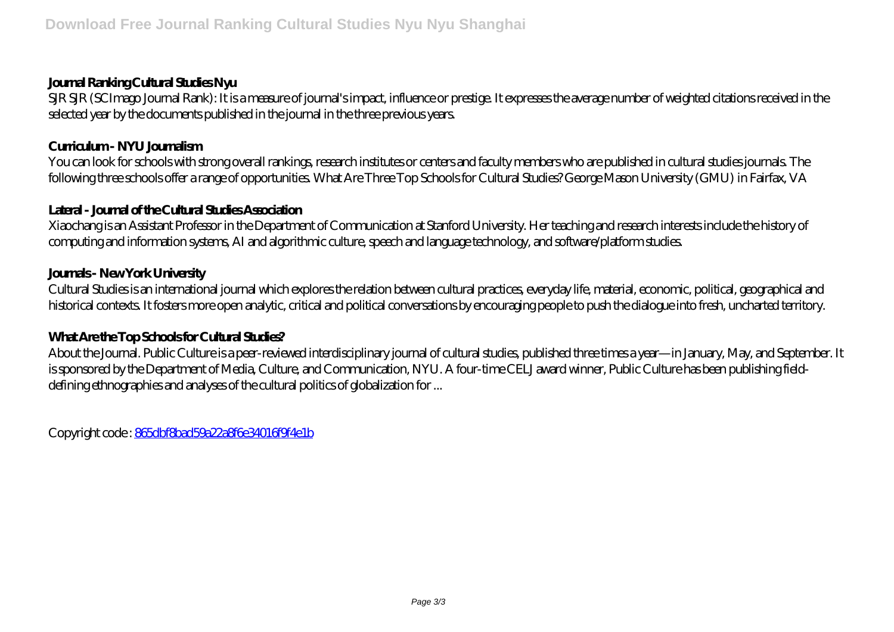### Journal Ranking Cultural Studies Nyu

SJR SJR (SCImago Journal Rank): It is a measure of journal's impact, influence or prestige. It expresses the average number of weighted citations received in the selected year by the documents published in the journal in the three previous years.

### Curriculum - NYU Journalism

You can look for schools with strong overall rankings, research institutes or centers and faculty members who are published in cultural studies journals. The following three schools offer a range of opportunities. What Are Three Top Schools for Cultural Studies? George Mason University (GMU) in Fairfax, VA

### Lateral - Journal of the Cultural Studies Association

Xiaochang is an Assistant Professor in the Department of Communication at Stanford University. Her teaching and research interests include the history of computing and information systems, AI and algorithmic culture, speech and language technology, and software/platform studies.

### Journals - New York University

Cultural Studies is an international journal which explores the relation between cultural practices, everyday life, material, economic, political, geographical and historical contexts. It fosters more open analytic, critical and political conversations by encouraging people to push the dialogue into fresh, uncharted territory.

### What Are the Top Schools for Cultural Studies?

About the Journal. Public Culture is a peer-reviewed interdisciplinary journal of cultural studies, published three times a year—in January, May, and September. It is sponsored by the Department of Media, Culture, and Communication, NYU. A four-time CELJ award winner, Public Culture has been publishing field-defining ethnographies and analyses of the cultural politics of globalization for ...

Copyright code : 865dbf8bad59a22a8f6e34016f9f4e1b